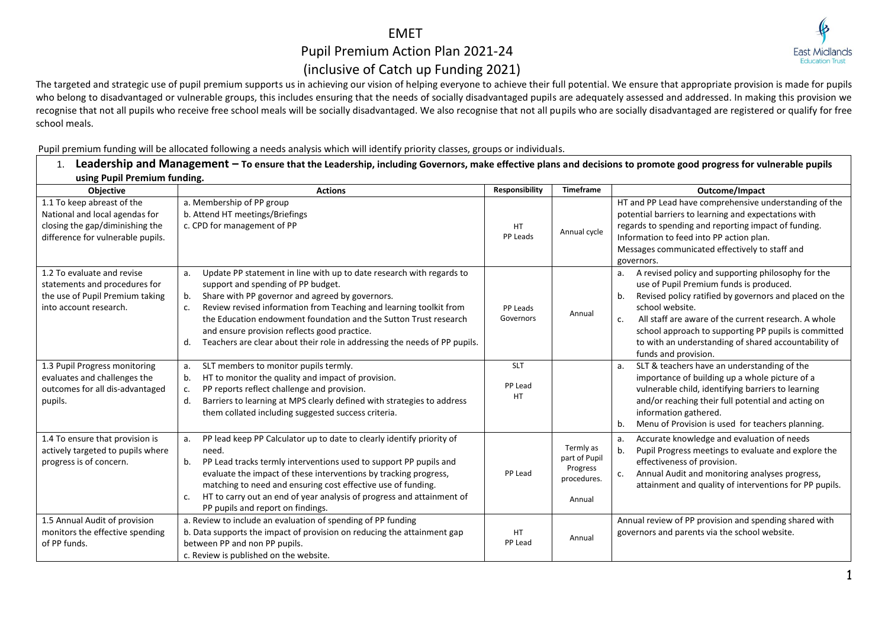# EMET

# Pupil Premium Action Plan 2021-24

# (inclusive of Catch up Funding 2021)

The targeted and strategic use of pupil premium supports us in achieving our vision of helping everyone to achieve their full potential. We ensure that appropriate provision is made for pupils who belong to disadvantaged or vulnerable groups, this includes ensuring that the needs of socially disadvantaged pupils are adequately assessed and addressed. In making this provision we recognise that not all pupils who receive free school meals will be socially disadvantaged. We also recognise that not all pupils who are socially disadvantaged are registered or qualify for free school meals.

Pupil premium funding will be allocated following a needs analysis which will identify priority classes, groups or individuals.

## 1. Leadership and Management – To ensure that the Leadership, including Governors, make effective plans and decisions to promote good progress for vulnerable pupils using Pupil Premium funding.

| Objective | Actions | Responsibility | Timeframe | Outcome/Impact |
|---|---|---|---|---|
| 1.1 To keep abreast of the National and local agendas for closing the gap/diminishing the difference for vulnerable pupils. | a. Membership of PP group<br>b. Attend HT meetings/Briefings<br>c. CPD for management of PP | HT<br>PP Leads | Annual cycle | HT and PP Lead have comprehensive understanding of the potential barriers to learning and expectations with regards to spending and reporting impact of funding.<br>Information to feed into PP action plan.<br>Messages communicated effectively to staff and governors. |
| 1.2 To evaluate and revise statements and procedures for the use of Pupil Premium taking into account research. | a. Update PP statement in line with up to date research with regards to support and spending of PP budget.<br>b. Share with PP governor and agreed by governors.<br>c. Review revised information from Teaching and learning toolkit from the Education endowment foundation and the Sutton Trust research and ensure provision reflects good practice.<br>d. Teachers are clear about their role in addressing the needs of PP pupils. | PP Leads<br>Governors | Annual | a. A revised policy and supporting philosophy for the use of Pupil Premium funds is produced.<br>b. Revised policy ratified by governors and placed on the school website.<br>c. All staff are aware of the current research. A whole school approach to supporting PP pupils is committed to with an understanding of shared accountability of funds and provision. |
| 1.3 Pupil Progress monitoring evaluates and challenges the outcomes for all dis-advantaged pupils. | a. SLT members to monitor pupils termly.<br>b. HT to monitor the quality and impact of provision.<br>c. PP reports reflect challenge and provision.<br>d. Barriers to learning at MPS clearly defined with strategies to address them collated including suggested success criteria. | SLT<br>PP Lead<br>HT | | a. SLT & teachers have an understanding of the importance of building up a whole picture of a vulnerable child, identifying barriers to learning and/or reaching their full potential and acting on information gathered.<br>b. Menu of Provision is used for teachers planning. |
| 1.4 To ensure that provision is actively targeted to pupils where progress is of concern. | a. PP lead keep PP Calculator up to date to clearly identify priority of need.<br>b. PP Lead tracks termly interventions used to support PP pupils and evaluate the impact of these interventions by tracking progress, matching to need and ensuring cost effective use of funding.<br>c. HT to carry out an end of year analysis of progress and attainment of PP pupils and report on findings. | PP Lead | Termly as part of Pupil Progress procedures.<br>Annual | a. Accurate knowledge and evaluation of needs<br>b. Pupil Progress meetings to evaluate and explore the effectiveness of provision.<br>c. Annual Audit and monitoring analyses progress, attainment and quality of interventions for PP pupils. |
| 1.5 Annual Audit of provision monitors the effective spending of PP funds. | a. Review to include an evaluation of spending of PP funding<br>b. Data supports the impact of provision on reducing the attainment gap between PP and non PP pupils.<br>c. Review is published on the website. | HT<br>PP Lead | Annual | Annual review of PP provision and spending shared with governors and parents via the school website. |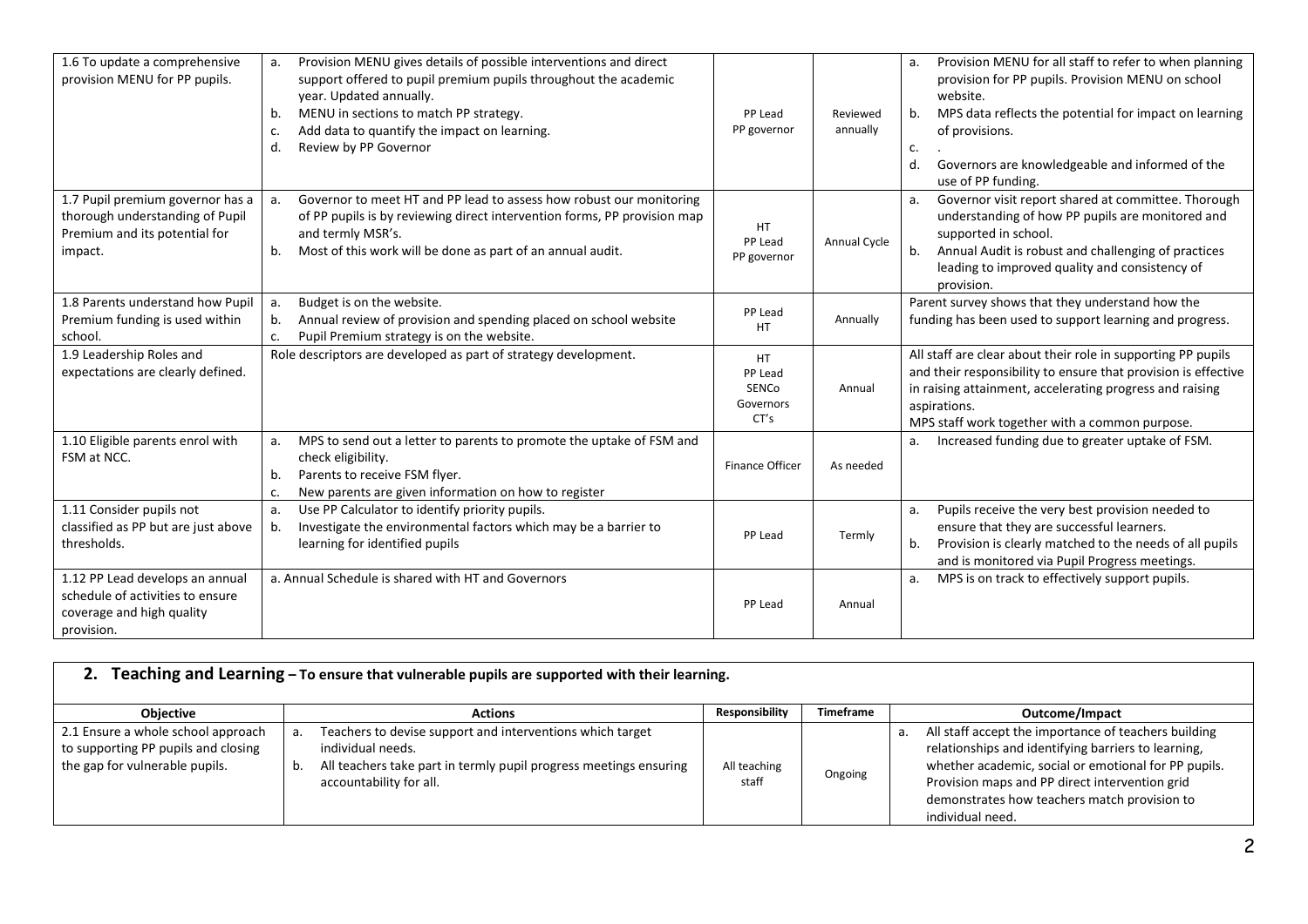| | | | | |
|---|---|---|---|---|
| 1.6 To update a comprehensive provision MENU for PP pupils. | a. Provision MENU gives details of possible interventions and direct support offered to pupil premium pupils throughout the academic year. Updated annually.<br>b. MENU in sections to match PP strategy.<br>c. Add data to quantify the impact on learning.<br>d. Review by PP Governor | PP Lead<br>PP governor | Reviewed annually | a. Provision MENU for all staff to refer to when planning provision for PP pupils. Provision MENU on school website.<br>b. MPS data reflects the potential for impact on learning of provisions.<br>c. .<br>d. Governors are knowledgeable and informed of the use of PP funding. |
| 1.7 Pupil premium governor has a thorough understanding of Pupil Premium and its potential for impact. | a. Governor to meet HT and PP lead to assess how robust our monitoring of PP pupils is by reviewing direct intervention forms, PP provision map and termly MSR's.<br>b. Most of this work will be done as part of an annual audit. | HT<br>PP Lead<br>PP governor | Annual Cycle | a. Governor visit report shared at committee. Thorough understanding of how PP pupils are monitored and supported in school.<br>b. Annual Audit is robust and challenging of practices leading to improved quality and consistency of provision. |
| 1.8 Parents understand how Pupil Premium funding is used within school. | a. Budget is on the website.<br>b. Annual review of provision and spending placed on school website<br>c. Pupil Premium strategy is on the website. | PP Lead<br>HT | Annually | Parent survey shows that they understand how the funding has been used to support learning and progress. |
| 1.9 Leadership Roles and expectations are clearly defined. | Role descriptors are developed as part of strategy development. | HT<br>PP Lead<br>SENCo<br>Governors<br>CT's | Annual | All staff are clear about their role in supporting PP pupils and their responsibility to ensure that provision is effective in raising attainment, accelerating progress and raising aspirations.<br>MPS staff work together with a common purpose. |
| 1.10 Eligible parents enrol with FSM at NCC. | a. MPS to send out a letter to parents to promote the uptake of FSM and check eligibility.<br>b. Parents to receive FSM flyer.<br>c. New parents are given information on how to register | Finance Officer | As needed | a. Increased funding due to greater uptake of FSM. |
| 1.11 Consider pupils not classified as PP but are just above thresholds. | a. Use PP Calculator to identify priority pupils.<br>b. Investigate the environmental factors which may be a barrier to learning for identified pupils | PP Lead | Termly | a. Pupils receive the very best provision needed to ensure that they are successful learners.<br>b. Provision is clearly matched to the needs of all pupils and is monitored via Pupil Progress meetings. |
| 1.12 PP Lead develops an annual schedule of activities to ensure coverage and high quality provision. | a. Annual Schedule is shared with HT and Governors | PP Lead | Annual | a. MPS is on track to effectively support pupils. |

## 2. Teaching and Learning – To ensure that vulnerable pupils are supported with their learning.

| Objective | Actions | Responsibility | Timeframe | Outcome/Impact |
|---|---|---|---|---|
| 2.1 Ensure a whole school approach to supporting PP pupils and closing the gap for vulnerable pupils. | a. Teachers to devise support and interventions which target individual needs.<br>b. All teachers take part in termly pupil progress meetings ensuring accountability for all. | All teaching staff | Ongoing | a. All staff accept the importance of teachers building relationships and identifying barriers to learning, whether academic, social or emotional for PP pupils. Provision maps and PP direct intervention grid demonstrates how teachers match provision to individual need. |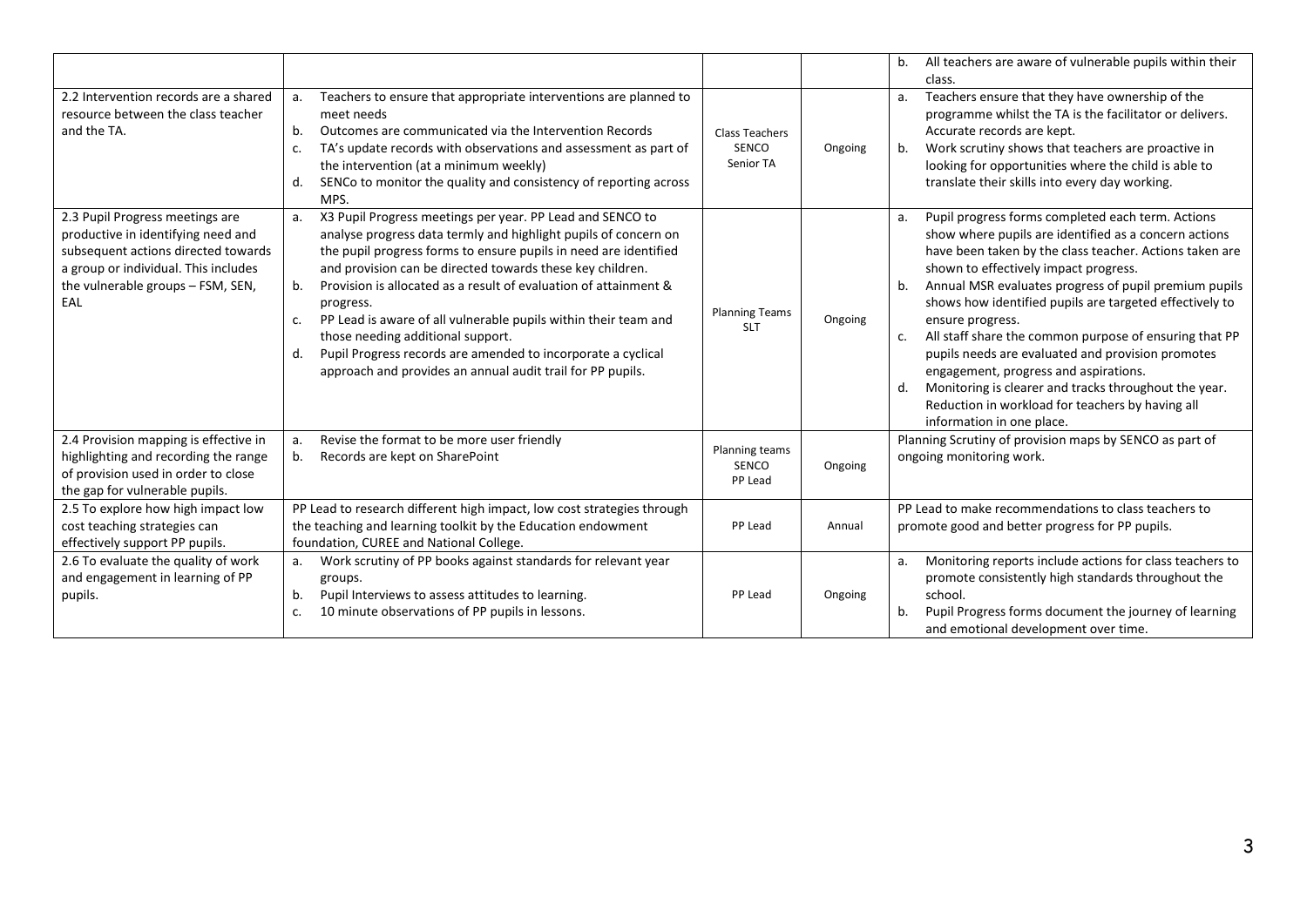| | | | | b. All teachers are aware of vulnerable pupils within their class. |
|---|---|---|---|---|
| 2.2 Intervention records are a shared resource between the class teacher and the TA. | a. Teachers to ensure that appropriate interventions are planned to meet needs<br>b. Outcomes are communicated via the Intervention Records<br>c. TA's update records with observations and assessment as part of the intervention (at a minimum weekly)<br>d. SENCo to monitor the quality and consistency of reporting across MPS. | Class Teachers<br>SENCO<br>Senior TA | Ongoing | a. Teachers ensure that they have ownership of the programme whilst the TA is the facilitator or delivers. Accurate records are kept.<br>b. Work scrutiny shows that teachers are proactive in looking for opportunities where the child is able to translate their skills into every day working. |
| 2.3 Pupil Progress meetings are productive in identifying need and subsequent actions directed towards a group or individual. This includes the vulnerable groups – FSM, SEN, EAL | a. X3 Pupil Progress meetings per year. PP Lead and SENCO to analyse progress data termly and highlight pupils of concern on the pupil progress forms to ensure pupils in need are identified and provision can be directed towards these key children.<br>b. Provision is allocated as a result of evaluation of attainment & progress.<br>c. PP Lead is aware of all vulnerable pupils within their team and those needing additional support.<br>d. Pupil Progress records are amended to incorporate a cyclical approach and provides an annual audit trail for PP pupils. | Planning Teams<br>SLT | Ongoing | a. Pupil progress forms completed each term. Actions show where pupils are identified as a concern actions have been taken by the class teacher. Actions taken are shown to effectively impact progress.<br>b. Annual MSR evaluates progress of pupil premium pupils shows how identified pupils are targeted effectively to ensure progress.<br>c. All staff share the common purpose of ensuring that PP pupils needs are evaluated and provision promotes engagement, progress and aspirations.<br>d. Monitoring is clearer and tracks throughout the year. Reduction in workload for teachers by having all information in one place. |
| 2.4 Provision mapping is effective in highlighting and recording the range of provision used in order to close the gap for vulnerable pupils. | a. Revise the format to be more user friendly<br>b. Records are kept on SharePoint | Planning teams<br>SENCO<br>PP Lead | Ongoing | Planning Scrutiny of provision maps by SENCO as part of ongoing monitoring work. |
| 2.5 To explore how high impact low cost teaching strategies can effectively support PP pupils. | PP Lead to research different high impact, low cost strategies through the teaching and learning toolkit by the Education endowment foundation, CUREE and National College. | PP Lead | Annual | PP Lead to make recommendations to class teachers to promote good and better progress for PP pupils. |
| 2.6 To evaluate the quality of work and engagement in learning of PP pupils. | a. Work scrutiny of PP books against standards for relevant year groups.<br>b. Pupil Interviews to assess attitudes to learning.<br>c. 10 minute observations of PP pupils in lessons. | PP Lead | Ongoing | a. Monitoring reports include actions for class teachers to promote consistently high standards throughout the school.<br>b. Pupil Progress forms document the journey of learning and emotional development over time. |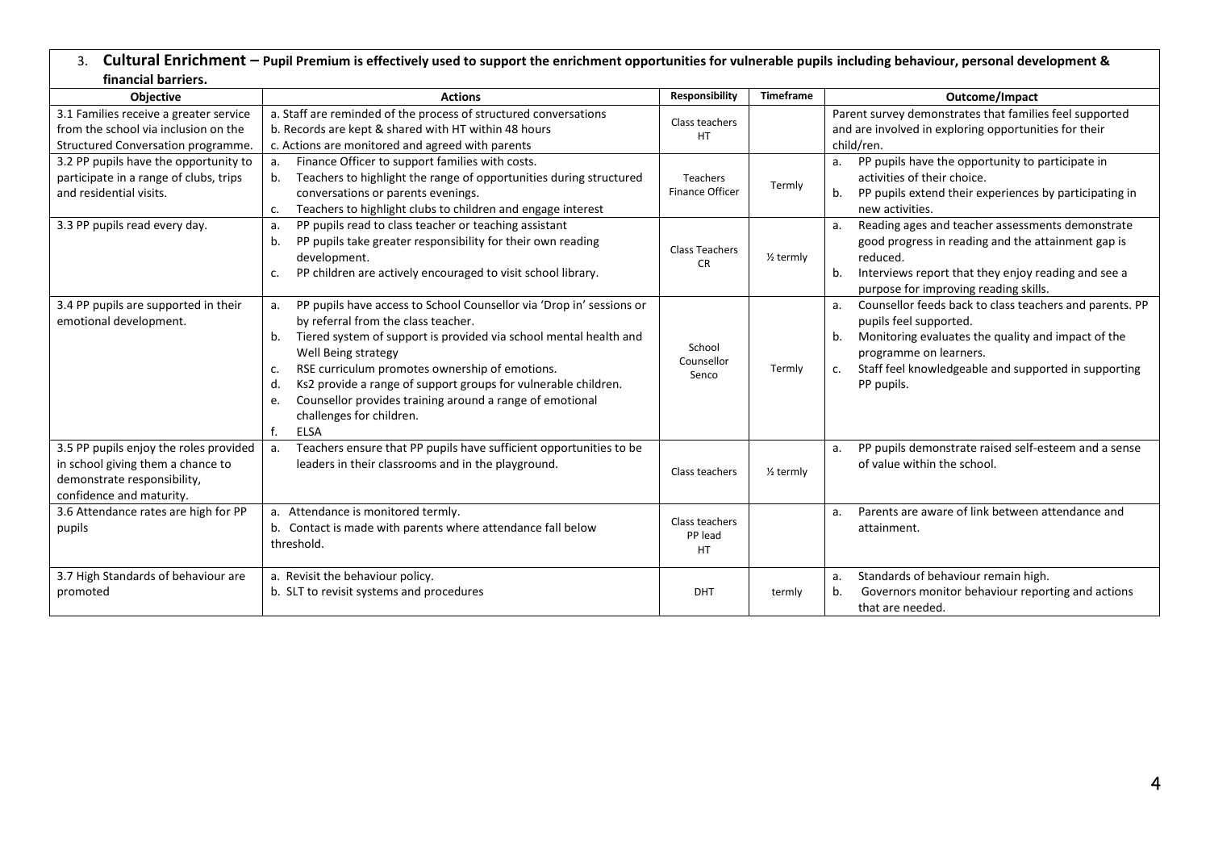## 3. **Cultural Enrichment –** Pupil Premium is effectively used to support the enrichment opportunities for vulnerable pupils including behaviour, personal development & financial barriers.

| Objective | Actions | Responsibility | Timeframe | Outcome/Impact |
|---|---|---|---|---|
| 3.1 Families receive a greater service from the school via inclusion on the Structured Conversation programme. | a. Staff are reminded of the process of structured conversations<br>b. Records are kept & shared with HT within 48 hours<br>c. Actions are monitored and agreed with parents | Class teachers HT | | Parent survey demonstrates that families feel supported and are involved in exploring opportunities for their child/ren. |
| 3.2 PP pupils have the opportunity to participate in a range of clubs, trips and residential visits. | a. Finance Officer to support families with costs.<br>b. Teachers to highlight the range of opportunities during structured conversations or parents evenings.<br>c. Teachers to highlight clubs to children and engage interest | Teachers Finance Officer | Termly | a. PP pupils have the opportunity to participate in activities of their choice.<br>b. PP pupils extend their experiences by participating in new activities. |
| 3.3 PP pupils read every day. | a. PP pupils read to class teacher or teaching assistant<br>b. PP pupils take greater responsibility for their own reading development.<br>c. PP children are actively encouraged to visit school library. | Class Teachers CR | ½ termly | a. Reading ages and teacher assessments demonstrate good progress in reading and the attainment gap is reduced.<br>b. Interviews report that they enjoy reading and see a purpose for improving reading skills. |
| 3.4 PP pupils are supported in their emotional development. | a. PP pupils have access to School Counsellor via 'Drop in' sessions or by referral from the class teacher.<br>b. Tiered system of support is provided via school mental health and Well Being strategy<br>c. RSE curriculum promotes ownership of emotions.<br>d. Ks2 provide a range of support groups for vulnerable children.<br>e. Counsellor provides training around a range of emotional challenges for children.<br>f. ELSA | School Counsellor Senco | Termly | a. Counsellor feeds back to class teachers and parents. PP pupils feel supported.<br>b. Monitoring evaluates the quality and impact of the programme on learners.<br>c. Staff feel knowledgeable and supported in supporting PP pupils. |
| 3.5 PP pupils enjoy the roles provided in school giving them a chance to demonstrate responsibility, confidence and maturity. | a. Teachers ensure that PP pupils have sufficient opportunities to be leaders in their classrooms and in the playground. | Class teachers | ½ termly | a. PP pupils demonstrate raised self-esteem and a sense of value within the school. |
| 3.6 Attendance rates are high for PP pupils | a. Attendance is monitored termly.<br>b. Contact is made with parents where attendance fall below threshold. | Class teachers PP lead HT | | a. Parents are aware of link between attendance and attainment. |
| 3.7 High Standards of behaviour are promoted | a. Revisit the behaviour policy.<br>b. SLT to revisit systems and procedures | DHT | termly | a. Standards of behaviour remain high.<br>b. Governors monitor behaviour reporting and actions that are needed. |